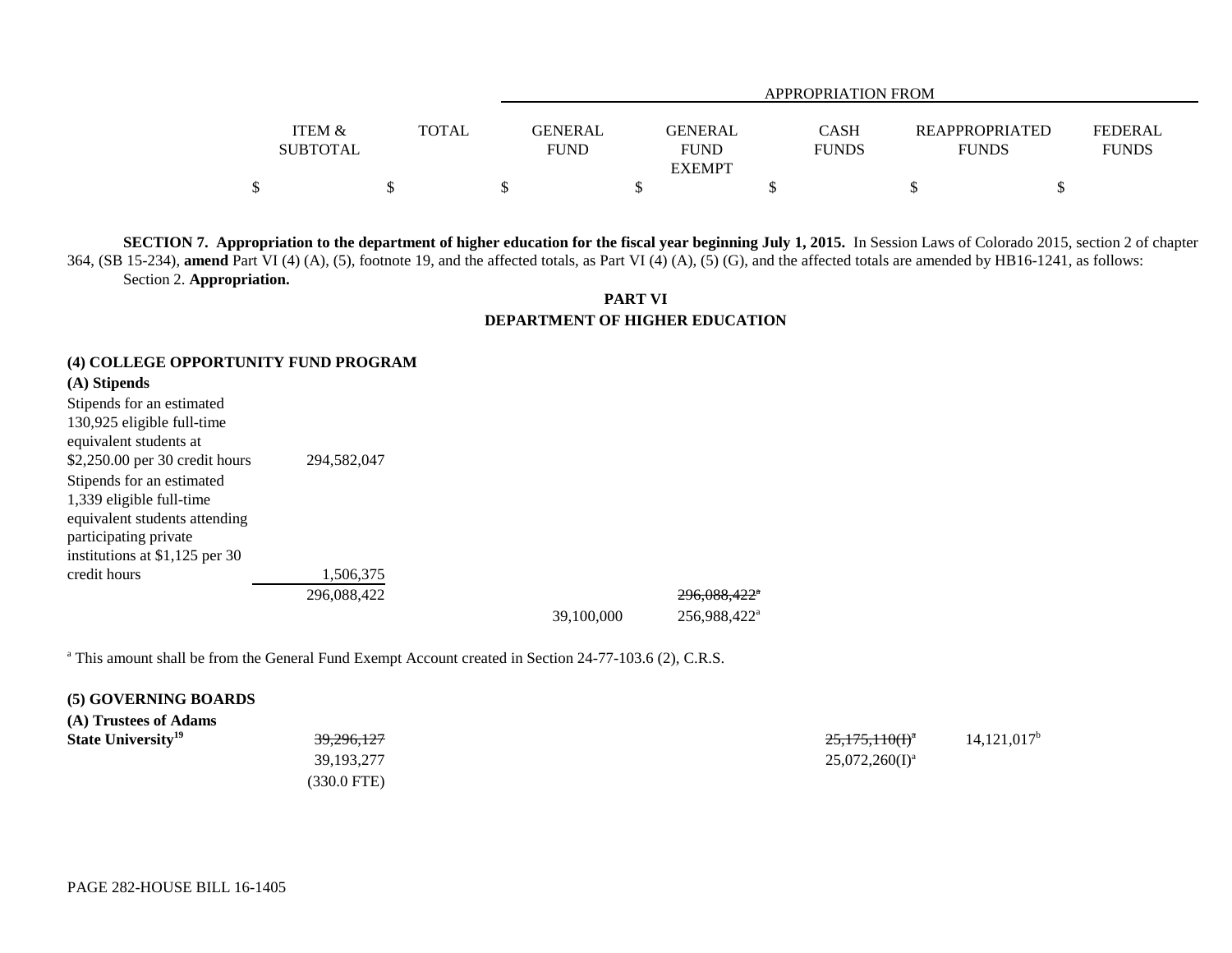| | ITEM & SUBTOTAL | TOTAL | APPROPRIATION FROM GENERAL FUND | GENERAL FUND EXEMPT | CASH FUNDS | REAPPROPRIATED FUNDS | FEDERAL FUNDS |
|---|---|---|---|---|---|---|---|
| | $ | $ | $ | $ | $ | $ | $ |

**SECTION 7. Appropriation to the department of higher education for the fiscal year beginning July 1, 2015.** In Session Laws of Colorado 2015, section 2 of chapter 364, (SB 15-234), **amend** Part VI (4) (A), (5), footnote 19, and the affected totals, as Part VI (4) (A), (5) (G), and the affected totals are amended by HB16-1241, as follows:

Section 2. **Appropriation.**

## PART VI
## DEPARTMENT OF HIGHER EDUCATION

### (4) COLLEGE OPPORTUNITY FUND PROGRAM

**(A) Stipends**

| | ITEM & SUBTOTAL | TOTAL | GENERAL FUND | GENERAL FUND EXEMPT | CASH FUNDS | REAPPROPRIATED FUNDS | FEDERAL FUNDS |
|---|---|---|---|---|---|---|---|
| Stipends for an estimated 130,925 eligible full-time equivalent students at $2,250.00 per 30 credit hours | 294,582,047 | | | | | | |
| Stipends for an estimated 1,339 eligible full-time equivalent students attending participating private institutions at $1,125 per 30 credit hours | 1,506,375 | | | | | | |
| | 296,088,422 | | | ~~296,088,422[a]~~ | | | |
| | | | 39,100,000 | 256,988,422[a] | | | |

[a] This amount shall be from the General Fund Exempt Account created in Section 24-77-103.6 (2), C.R.S.

### (5) GOVERNING BOARDS

| | ITEM & SUBTOTAL | TOTAL | GENERAL FUND | GENERAL FUND EXEMPT | CASH FUNDS | REAPPROPRIATED FUNDS | FEDERAL FUNDS |
|---|---|---|---|---|---|---|---|
| **(A) Trustees of Adams State University[19]** | ~~39,296,127~~ | | | | ~~25,175,110(I)[a]~~ | 14,121,017[b] | |
| | 39,193,277 | | | | 25,072,260(I)[a] | | |
| | (330.0 FTE) | | | | | | |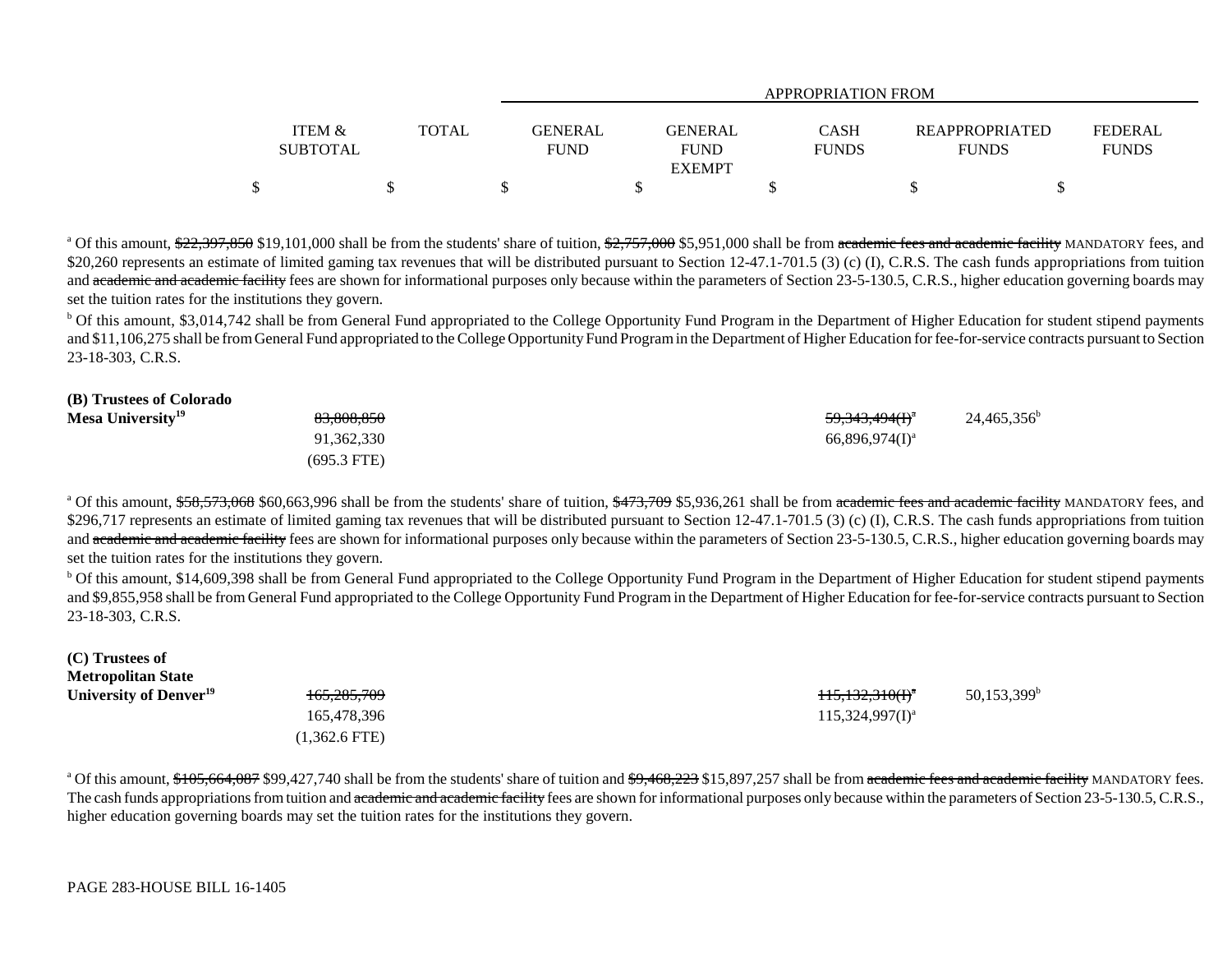| | ITEM & SUBTOTAL | TOTAL | APPROPRIATION FROM GENERAL FUND | GENERAL FUND EXEMPT | CASH FUNDS | REAPPROPRIATED FUNDS | FEDERAL FUNDS |
|---|---|---|---|---|---|---|---|
| | $ | $ | $ | $ | $ | $ | $ |

[a] Of this amount, ~~$22,397,850~~ $19,101,000 shall be from the students' share of tuition, ~~$2,757,000~~ $5,951,000 shall be from ~~academic fees and academic facility~~ MANDATORY fees, and $20,260 represents an estimate of limited gaming tax revenues that will be distributed pursuant to Section 12-47.1-701.5 (3) (c) (I), C.R.S. The cash funds appropriations from tuition and ~~academic and academic facility~~ fees are shown for informational purposes only because within the parameters of Section 23-5-130.5, C.R.S., higher education governing boards may set the tuition rates for the institutions they govern.

[b] Of this amount, $3,014,742 shall be from General Fund appropriated to the College Opportunity Fund Program in the Department of Higher Education for student stipend payments and $11,106,275 shall be from General Fund appropriated to the College Opportunity Fund Program in the Department of Higher Education for fee-for-service contracts pursuant to Section 23-18-303, C.R.S.

| | ITEM & SUBTOTAL | TOTAL | GENERAL FUND | GENERAL FUND EXEMPT | CASH FUNDS | REAPPROPRIATED FUNDS | FEDERAL FUNDS |
|---|---|---|---|---|---|---|---|
| **(B) Trustees of Colorado Mesa University[19]** | | ~~83,808,850~~ | | | ~~59,343,494(I)[a]~~ | 24,465,356[b] | |
| | | 91,362,330 | | | 66,896,974(I)[a] | | |
| | | (695.3 FTE) | | | | | |

[a] Of this amount, ~~$58,573,068~~ $60,663,996 shall be from the students' share of tuition, ~~$473,709~~ $5,936,261 shall be from ~~academic fees and academic facility~~ MANDATORY fees, and $296,717 represents an estimate of limited gaming tax revenues that will be distributed pursuant to Section 12-47.1-701.5 (3) (c) (I), C.R.S. The cash funds appropriations from tuition and ~~academic and academic facility~~ fees are shown for informational purposes only because within the parameters of Section 23-5-130.5, C.R.S., higher education governing boards may set the tuition rates for the institutions they govern.

[b] Of this amount, $14,609,398 shall be from General Fund appropriated to the College Opportunity Fund Program in the Department of Higher Education for student stipend payments and $9,855,958 shall be from General Fund appropriated to the College Opportunity Fund Program in the Department of Higher Education for fee-for-service contracts pursuant to Section 23-18-303, C.R.S.

| | ITEM & SUBTOTAL | TOTAL | GENERAL FUND | GENERAL FUND EXEMPT | CASH FUNDS | REAPPROPRIATED FUNDS | FEDERAL FUNDS |
|---|---|---|---|---|---|---|---|
| **(C) Trustees of Metropolitan State University of Denver[19]** | | ~~165,285,709~~ | | | ~~115,132,310(I)[a]~~ | 50,153,399[b] | |
| | | 165,478,396 | | | 115,324,997(I)[a] | | |
| | | (1,362.6 FTE) | | | | | |

[a] Of this amount, ~~$105,664,087~~ $99,427,740 shall be from the students' share of tuition and ~~$9,468,223~~ $15,897,257 shall be from ~~academic fees and academic facility~~ MANDATORY fees. The cash funds appropriations from tuition and ~~academic and academic facility~~ fees are shown for informational purposes only because within the parameters of Section 23-5-130.5, C.R.S., higher education governing boards may set the tuition rates for the institutions they govern.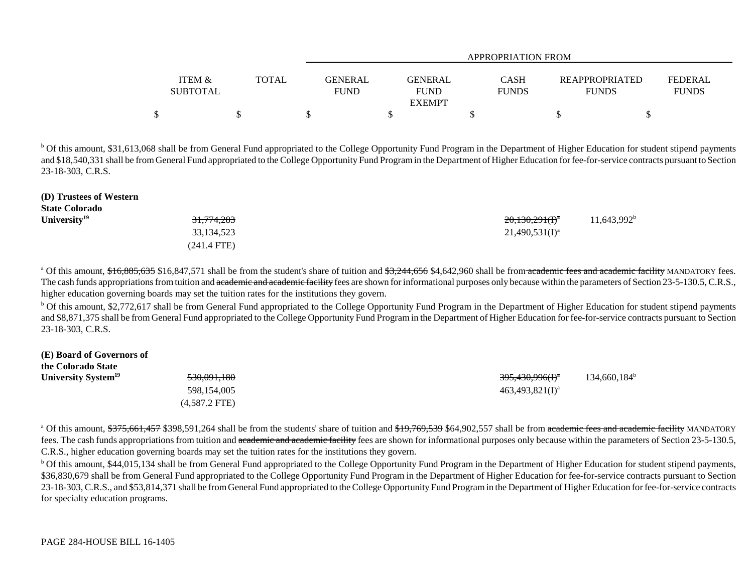| | ITEM & SUBTOTAL | TOTAL | APPROPRIATION FROM GENERAL FUND | GENERAL FUND EXEMPT | CASH FUNDS | REAPPROPRIATED FUNDS | FEDERAL FUNDS |
|---|---|---|---|---|---|---|---|
| | $ | $ | $ | $ | $ | $ | $ |

[b] Of this amount, $31,613,068 shall be from General Fund appropriated to the College Opportunity Fund Program in the Department of Higher Education for student stipend payments and $18,540,331 shall be from General Fund appropriated to the College Opportunity Fund Program in the Department of Higher Education for fee-for-service contracts pursuant to Section 23-18-303, C.R.S.

| | ITEM & SUBTOTAL | TOTAL | GENERAL FUND | GENERAL FUND EXEMPT | CASH FUNDS | REAPPROPRIATED FUNDS | FEDERAL FUNDS |
|---|---|---|---|---|---|---|---|
| **(D) Trustees of Western State Colorado University**[19] | | ~~31,774,283~~ | | | ~~20,130,291(I)~~[a] | 11,643,992[b] | |
| | | 33,134,523 | | | 21,490,531(I)[a] | | |
| | | (241.4 FTE) | | | | | |

[a] Of this amount, ~~$16,885,635~~ $16,847,571 shall be from the student's share of tuition and ~~$3,244,656~~ $4,642,960 shall be from ~~academic fees and academic facility~~ MANDATORY fees. The cash funds appropriations from tuition and ~~academic and academic facility~~ fees are shown for informational purposes only because within the parameters of Section 23-5-130.5, C.R.S., higher education governing boards may set the tuition rates for the institutions they govern.

[b] Of this amount, $2,772,617 shall be from General Fund appropriated to the College Opportunity Fund Program in the Department of Higher Education for student stipend payments and $8,871,375 shall be from General Fund appropriated to the College Opportunity Fund Program in the Department of Higher Education for fee-for-service contracts pursuant to Section 23-18-303, C.R.S.

| | ITEM & SUBTOTAL | TOTAL | GENERAL FUND | GENERAL FUND EXEMPT | CASH FUNDS | REAPPROPRIATED FUNDS | FEDERAL FUNDS |
|---|---|---|---|---|---|---|---|
| **(E) Board of Governors of the Colorado State University System**[19] | | ~~530,091,180~~ | | | ~~395,430,996(I)~~[a] | 134,660,184[b] | |
| | | 598,154,005 | | | 463,493,821(I)[a] | | |
| | | (4,587.2 FTE) | | | | | |

[a] Of this amount, ~~$375,661,457~~ $398,591,264 shall be from the students' share of tuition and ~~$19,769,539~~ $64,902,557 shall be from ~~academic fees and academic facility~~ MANDATORY fees. The cash funds appropriations from tuition and ~~academic and academic facility~~ fees are shown for informational purposes only because within the parameters of Section 23-5-130.5, C.R.S., higher education governing boards may set the tuition rates for the institutions they govern.

[b] Of this amount, $44,015,134 shall be from General Fund appropriated to the College Opportunity Fund Program in the Department of Higher Education for student stipend payments, $36,830,679 shall be from General Fund appropriated to the College Opportunity Fund Program in the Department of Higher Education for fee-for-service contracts pursuant to Section 23-18-303, C.R.S., and $53,814,371 shall be from General Fund appropriated to the College Opportunity Fund Program in the Department of Higher Education for fee-for-service contracts for specialty education programs.

PAGE 284-HOUSE BILL 16-1405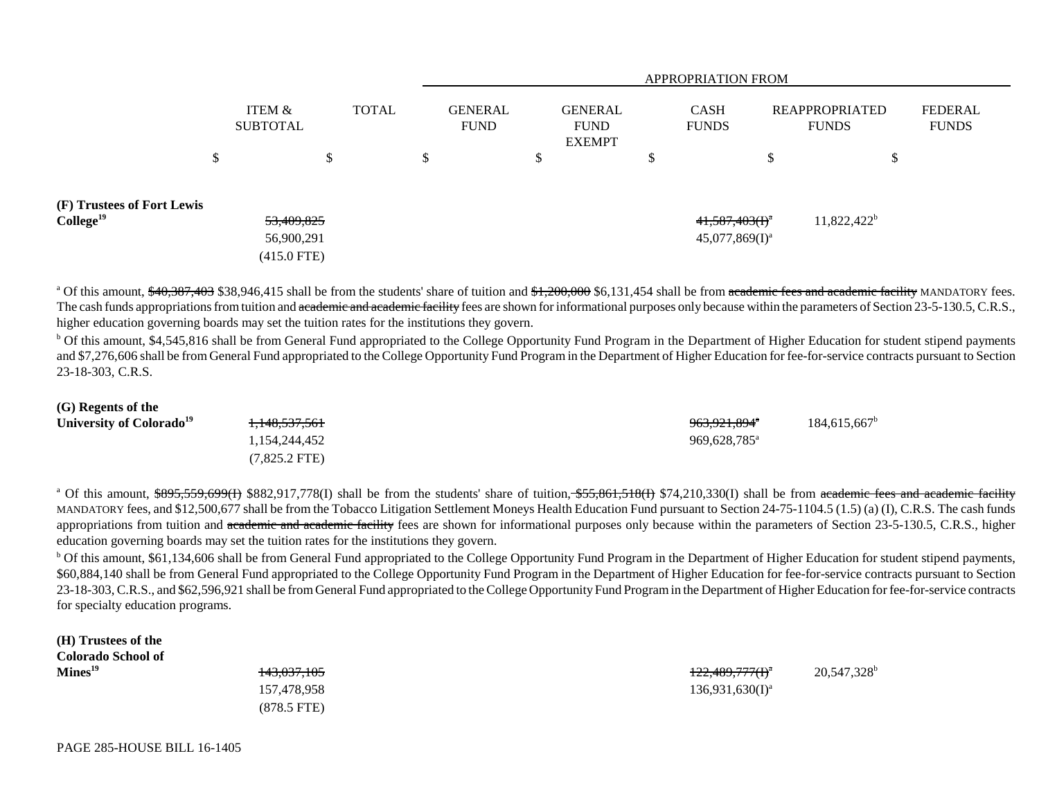| | ITEM & SUBTOTAL | TOTAL | APPROPRIATION FROM GENERAL FUND | GENERAL FUND EXEMPT | CASH FUNDS | REAPPROPRIATED FUNDS | FEDERAL FUNDS |
|---|---|---|---|---|---|---|---|
| | $ | $ | $ | $ | $ | $ | $ |
| **(F) Trustees of Fort Lewis College**[19] | ~~53,409,825~~ | | | | ~~41,587,403(I)~~[a] | 11,822,422[b] | |
| | 56,900,291 | | | | 45,077,869(I)[a] | | |
| | (415.0 FTE) | | | | | | |

[a] Of this amount, ~~$40,387,403~~ $38,946,415 shall be from the students' share of tuition and ~~$1,200,000~~ $6,131,454 shall be from ~~academic fees and academic facility~~ MANDATORY fees. The cash funds appropriations from tuition and ~~academic and academic facility~~ fees are shown for informational purposes only because within the parameters of Section 23-5-130.5, C.R.S., higher education governing boards may set the tuition rates for the institutions they govern.

[b] Of this amount, $4,545,816 shall be from General Fund appropriated to the College Opportunity Fund Program in the Department of Higher Education for student stipend payments and $7,276,606 shall be from General Fund appropriated to the College Opportunity Fund Program in the Department of Higher Education for fee-for-service contracts pursuant to Section 23-18-303, C.R.S.

| | ITEM & SUBTOTAL | TOTAL | GENERAL FUND | GENERAL FUND EXEMPT | CASH FUNDS | REAPPROPRIATED FUNDS | FEDERAL FUNDS |
|---|---|---|---|---|---|---|---|
| **(G) Regents of the University of Colorado**[19] | ~~1,148,537,561~~ | | | | ~~963,921,894~~[a] | 184,615,667[b] | |
| | 1,154,244,452 | | | | 969,628,785[a] | | |
| | (7,825.2 FTE) | | | | | | |

[a] Of this amount, ~~$895,559,699(I)~~ $882,917,778(I) shall be from the students' share of tuition, ~~$55,861,518(I)~~ $74,210,330(I) shall be from ~~academic fees and academic facility~~ MANDATORY fees, and $12,500,677 shall be from the Tobacco Litigation Settlement Moneys Health Education Fund pursuant to Section 24-75-1104.5 (1.5) (a) (I), C.R.S. The cash funds appropriations from tuition and ~~academic and academic facility~~ fees are shown for informational purposes only because within the parameters of Section 23-5-130.5, C.R.S., higher education governing boards may set the tuition rates for the institutions they govern.

[b] Of this amount, $61,134,606 shall be from General Fund appropriated to the College Opportunity Fund Program in the Department of Higher Education for student stipend payments, $60,884,140 shall be from General Fund appropriated to the College Opportunity Fund Program in the Department of Higher Education for fee-for-service contracts pursuant to Section 23-18-303, C.R.S., and $62,596,921 shall be from General Fund appropriated to the College Opportunity Fund Program in the Department of Higher Education for fee-for-service contracts for specialty education programs.

| | ITEM & SUBTOTAL | TOTAL | GENERAL FUND | GENERAL FUND EXEMPT | CASH FUNDS | REAPPROPRIATED FUNDS | FEDERAL FUNDS |
|---|---|---|---|---|---|---|---|
| **(H) Trustees of the Colorado School of Mines**[19] | ~~143,037,105~~ | | | | ~~122,489,777(I)~~[a] | 20,547,328[b] | |
| | 157,478,958 | | | | 136,931,630(I)[a] | | |
| | (878.5 FTE) | | | | | | |

PAGE 285-HOUSE BILL 16-1405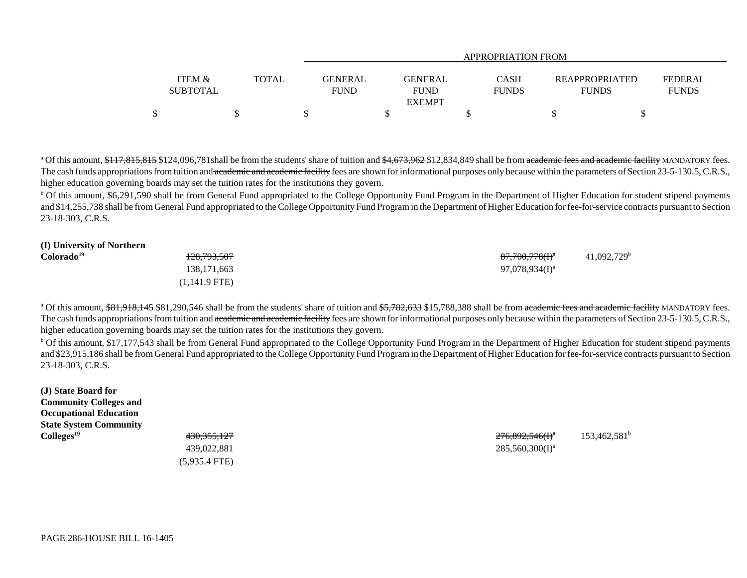| | ITEM & SUBTOTAL | TOTAL | APPROPRIATION FROM GENERAL FUND | GENERAL FUND EXEMPT | CASH FUNDS | REAPPROPRIATED FUNDS | FEDERAL FUNDS |
|---|---|---|---|---|---|---|---|
| | $ | $ | $ | $ | $ | $ | $ |

[a] Of this amount, ~~$117,815,815~~ $124,096,781shall be from the students' share of tuition and ~~$4,673,962~~ $12,834,849 shall be from ~~academic fees and academic facility~~ MANDATORY fees. The cash funds appropriations from tuition and ~~academic and academic facility~~ fees are shown for informational purposes only because within the parameters of Section 23-5-130.5, C.R.S., higher education governing boards may set the tuition rates for the institutions they govern.

[b] Of this amount, $6,291,590 shall be from General Fund appropriated to the College Opportunity Fund Program in the Department of Higher Education for student stipend payments and $14,255,738 shall be from General Fund appropriated to the College Opportunity Fund Program in the Department of Higher Education for fee-for-service contracts pursuant to Section 23-18-303, C.R.S.

| | ITEM & SUBTOTAL | TOTAL | GENERAL FUND | GENERAL FUND EXEMPT | CASH FUNDS | REAPPROPRIATED FUNDS | FEDERAL FUNDS |
|---|---|---|---|---|---|---|---|
| **(I) University of Northern Colorado**[19] | ~~128,793,507~~ | | | | ~~87,700,778(I)~~[a] | 41,092,729[b] | |
| | 138,171,663 | | | | 97,078,934(I)[a] | | |
| | (1,141.9 FTE) | | | | | | |

[a] Of this amount, ~~$81,918,145~~ $81,290,546 shall be from the students' share of tuition and ~~$5,782,633~~ $15,788,388 shall be from ~~academic fees and academic facility~~ MANDATORY fees. The cash funds appropriations from tuition and ~~academic and academic facility~~ fees are shown for informational purposes only because within the parameters of Section 23-5-130.5, C.R.S., higher education governing boards may set the tuition rates for the institutions they govern.

[b] Of this amount, $17,177,543 shall be from General Fund appropriated to the College Opportunity Fund Program in the Department of Higher Education for student stipend payments and $23,915,186 shall be from General Fund appropriated to the College Opportunity Fund Program in the Department of Higher Education for fee-for-service contracts pursuant to Section 23-18-303, C.R.S.

| | ITEM & SUBTOTAL | TOTAL | GENERAL FUND | GENERAL FUND EXEMPT | CASH FUNDS | REAPPROPRIATED FUNDS | FEDERAL FUNDS |
|---|---|---|---|---|---|---|---|
| **(J) State Board for Community Colleges and Occupational Education State System Community Colleges**[19] | ~~430,355,127~~ | | | | ~~276,892,546(I)~~[a] | 153,462,581[b] | |
| | 439,022,881 | | | | 285,560,300(I)[a] | | |
| | (5,935.4 FTE) | | | | | | |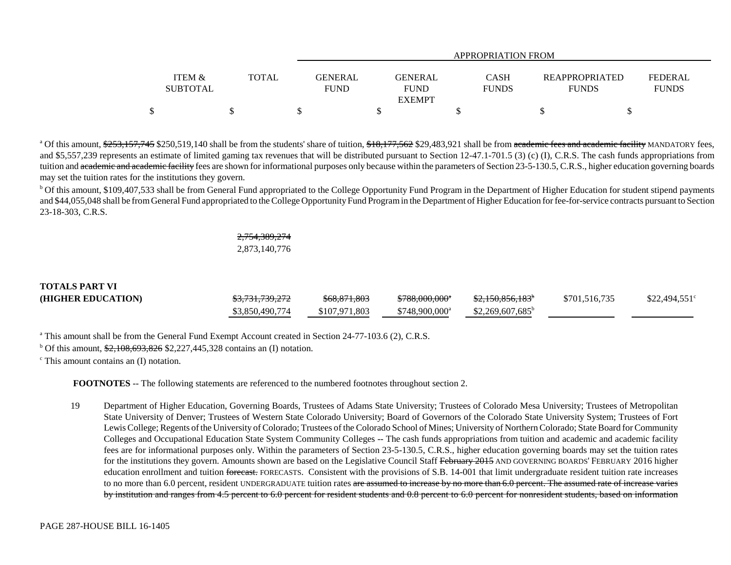| | ITEM & SUBTOTAL | TOTAL | GENERAL FUND | GENERAL FUND EXEMPT | CASH FUNDS | REAPPROPRIATED FUNDS | FEDERAL FUNDS |
|---|---|---|---|---|---|---|---|
| | | | APPROPRIATION FROM | | | | |
| | $ | $ | $ | $ | $ | $ | $ |

[a] Of this amount, ~~$253,157,745~~ $250,519,140 shall be from the students' share of tuition, ~~$18,177,562~~ $29,483,921 shall be from ~~academic fees and academic facility~~ MANDATORY fees, and $5,557,239 represents an estimate of limited gaming tax revenues that will be distributed pursuant to Section 12-47.1-701.5 (3) (c) (I), C.R.S. The cash funds appropriations from tuition and ~~academic and academic facility~~ fees are shown for informational purposes only because within the parameters of Section 23-5-130.5, C.R.S., higher education governing boards may set the tuition rates for the institutions they govern.

[b] Of this amount, $109,407,533 shall be from General Fund appropriated to the College Opportunity Fund Program in the Department of Higher Education for student stipend payments and $44,055,048 shall be from General Fund appropriated to the College Opportunity Fund Program in the Department of Higher Education for fee-for-service contracts pursuant to Section 23-18-303, C.R.S.

| | ITEM & SUBTOTAL | TOTAL | GENERAL FUND | GENERAL FUND EXEMPT | CASH FUNDS | REAPPROPRIATED FUNDS | FEDERAL FUNDS |
|---|---|---|---|---|---|---|---|
| | | ~~2,754,389,274~~<br>2,873,140,776 | | | | | |
| **TOTALS PART VI (HIGHER EDUCATION)** | | ~~$3,731,739,272~~<br>$3,850,490,774 | ~~$68,871,803~~<br>$107,971,803 | ~~$788,000,000[a]~~<br>$748,900,000[a] | ~~$2,150,856,183[b]~~<br>$2,269,607,685[b] | $701,516,735 | $22,494,551[c] |

[a] This amount shall be from the General Fund Exempt Account created in Section 24-77-103.6 (2), C.R.S.

[b] Of this amount, ~~$2,108,693,826~~ $2,227,445,328 contains an (I) notation.

[c] This amount contains an (I) notation.

**FOOTNOTES** -- The following statements are referenced to the numbered footnotes throughout section 2.

19 Department of Higher Education, Governing Boards, Trustees of Adams State University; Trustees of Colorado Mesa University; Trustees of Metropolitan State University of Denver; Trustees of Western State Colorado University; Board of Governors of the Colorado State University System; Trustees of Fort Lewis College; Regents of the University of Colorado; Trustees of the Colorado School of Mines; University of Northern Colorado; State Board for Community Colleges and Occupational Education State System Community Colleges -- The cash funds appropriations from tuition and academic and academic facility fees are for informational purposes only. Within the parameters of Section 23-5-130.5, C.R.S., higher education governing boards may set the tuition rates for the institutions they govern. Amounts shown are based on the Legislative Council Staff ~~February 2015~~ AND GOVERNING BOARDS' FEBRUARY 2016 higher education enrollment and tuition ~~forecast.~~ FORECASTS. Consistent with the provisions of S.B. 14-001 that limit undergraduate resident tuition rate increases to no more than 6.0 percent, resident UNDERGRADUATE tuition rates ~~are assumed to increase by no more than 6.0 percent. The assumed rate of increase varies by institution and ranges from 4.5 percent to 6.0 percent for resident students and 0.8 percent to 6.0 percent for nonresident students, based on information~~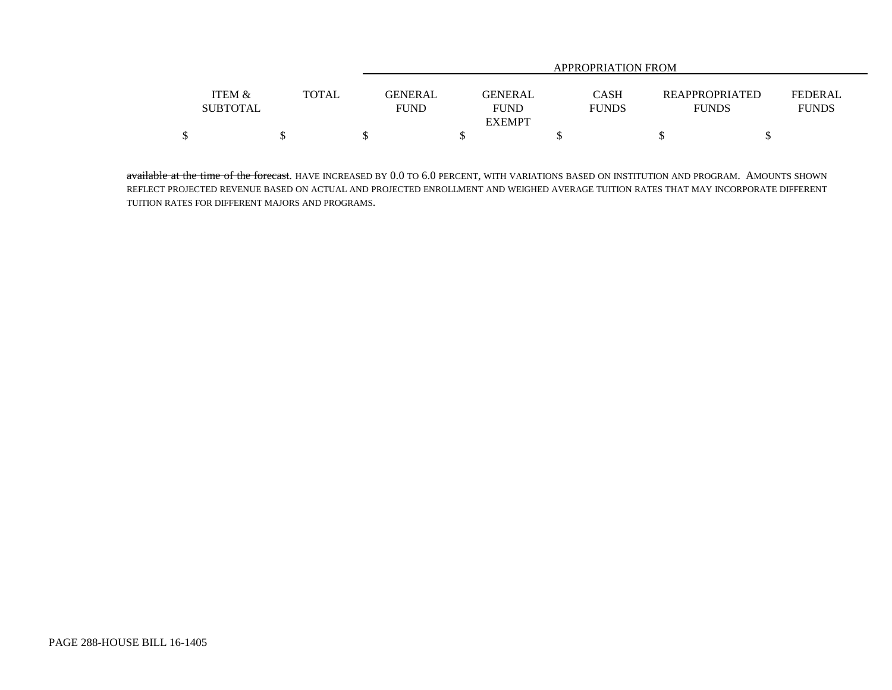| ITEM & SUBTOTAL | TOTAL | GENERAL FUND | GENERAL FUND EXEMPT | CASH FUNDS | REAPPROPRIATED FUNDS | FEDERAL FUNDS |
|---|---|---|---|---|---|---|
| $ | $ | $ | $ | $ | $ | $ |

~~available at the time of the forecast.~~ HAVE INCREASED BY 0.0 TO 6.0 PERCENT, WITH VARIATIONS BASED ON INSTITUTION AND PROGRAM. AMOUNTS SHOWN REFLECT PROJECTED REVENUE BASED ON ACTUAL AND PROJECTED ENROLLMENT AND WEIGHED AVERAGE TUITION RATES THAT MAY INCORPORATE DIFFERENT TUITION RATES FOR DIFFERENT MAJORS AND PROGRAMS.

PAGE 288-HOUSE BILL 16-1405